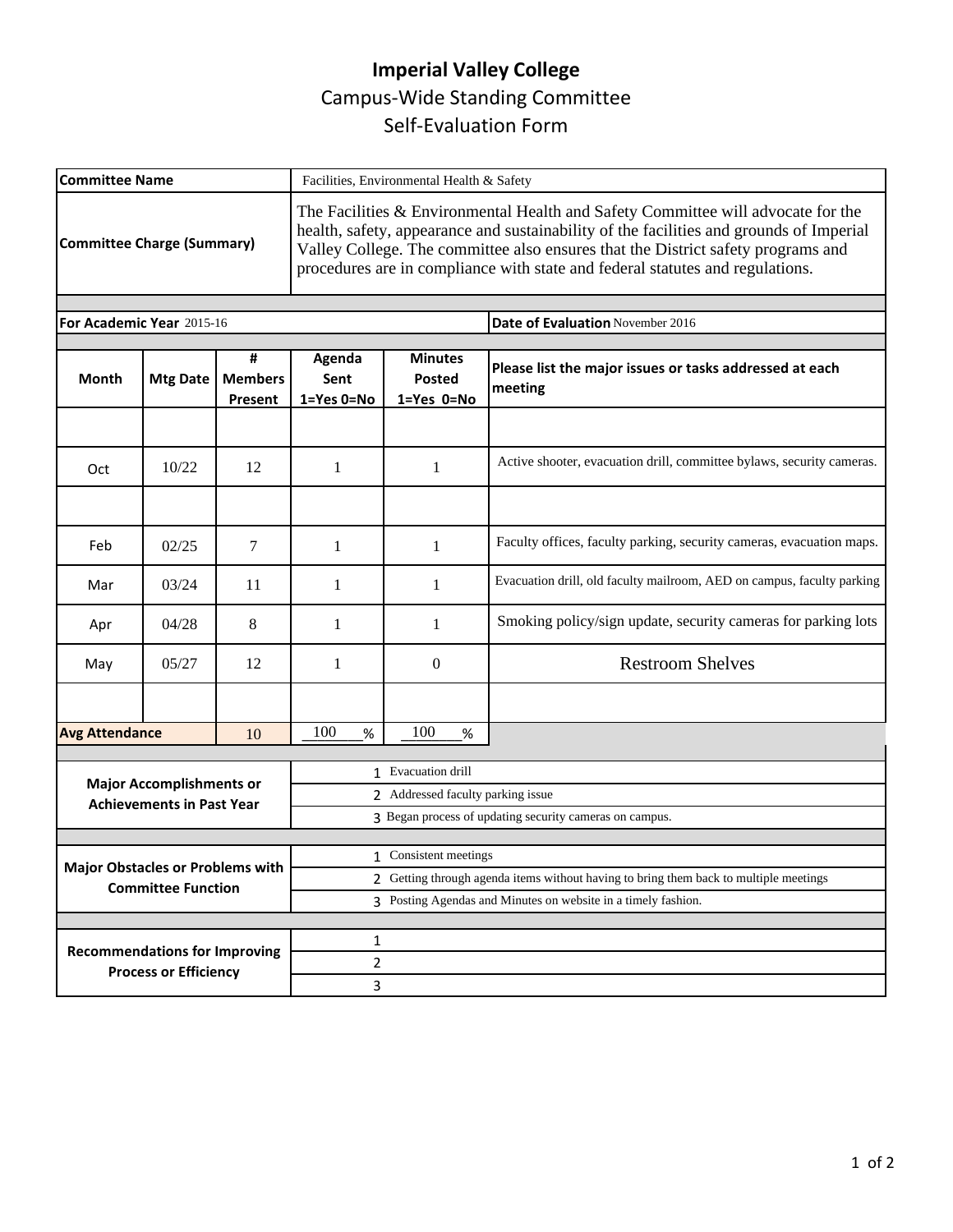# Imperial Valley College

## Campus-Wide Standing Committee

## Self-Evaluation Form

| | |
|---|---|
| **Committee Name** | Facilities, Environmental Health & Safety |
| **Committee Charge (Summary)** | The Facilities & Environmental Health and Safety Committee will advocate for the health, safety, appearance and sustainability of the facilities and grounds of Imperial Valley College. The committee also ensures that the District safety programs and procedures are in compliance with state and federal statutes and regulations. |

**For Academic Year** 2015-16 | **Date of Evaluation** November 2016

| Month | Mtg Date | # Members Present | Agenda Sent 1=Yes 0=No | Minutes Posted 1=Yes 0=No | Please list the major issues or tasks addressed at each meeting |
|---|---|---|---|---|---|
| | | | | | |
| Oct | 10/22 | 12 | 1 | 1 | Active shooter, evacuation drill, committee bylaws, security cameras. |
| | | | | | |
| Feb | 02/25 | 7 | 1 | 1 | Faculty offices, faculty parking, security cameras, evacuation maps. |
| Mar | 03/24 | 11 | 1 | 1 | Evacuation drill, old faculty mailroom, AED on campus, faculty parking |
| Apr | 04/28 | 8 | 1 | 1 | Smoking policy/sign update, security cameras for parking lots |
| May | 05/27 | 12 | 1 | 0 | Restroom Shelves |
| | | | | | |
| **Avg Attendance** | | 10 | 100 % | 100 % | |

| | |
|---|---|
| **Major Accomplishments or Achievements in Past Year** | 1 Evacuation drill |
| | 2 Addressed faculty parking issue |
| | 3 Began process of updating security cameras on campus. |
| **Major Obstacles or Problems with Committee Function** | 1 Consistent meetings |
| | 2 Getting through agenda items without having to bring them back to multiple meetings |
| | 3 Posting Agendas and Minutes on website in a timely fashion. |
| **Recommendations for Improving Process or Efficiency** | 1 |
| | 2 |
| | 3 |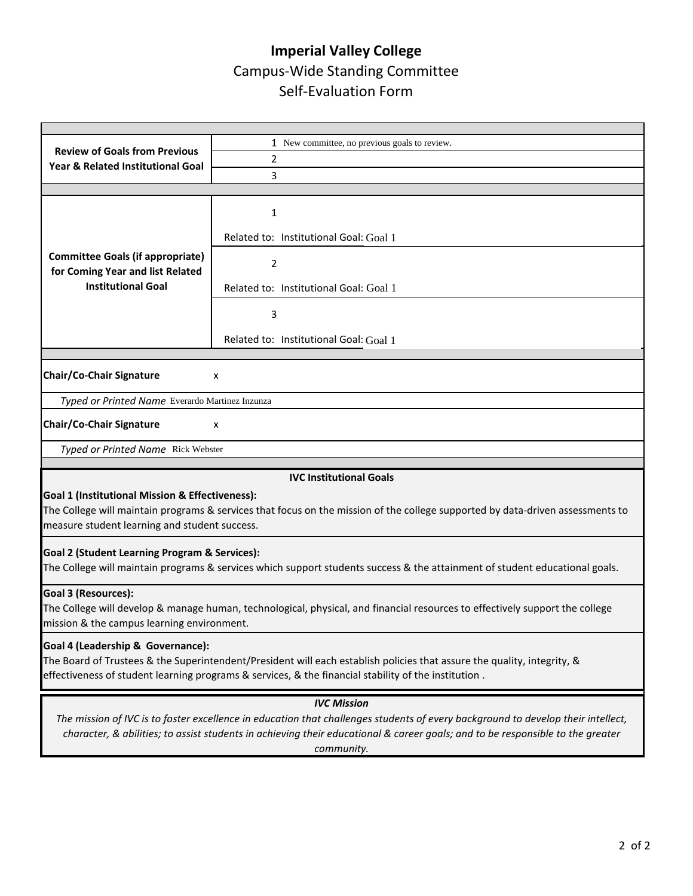# Imperial Valley College

Campus-Wide Standing Committee

Self-Evaluation Form

| | |
|---|---|
| **Review of Goals from Previous Year & Related Institutional Goal** | 1 New committee, no previous goals to review. |
| | 2 |
| | 3 |
| **Committee Goals (if appropriate) for Coming Year and list Related Institutional Goal** | 1<br>Related to: Institutional Goal: Goal 1 |
| | 2<br>Related to: Institutional Goal: Goal 1 |
| | 3<br>Related to: Institutional Goal: Goal 1 |

**Chair/Co-Chair Signature** x

*Typed or Printed Name* Everardo Martinez Inzunza

**Chair/Co-Chair Signature** x

*Typed or Printed Name* Rick Webster

## IVC Institutional Goals

**Goal 1 (Institutional Mission & Effectiveness):**
The College will maintain programs & services that focus on the mission of the college supported by data-driven assessments to measure student learning and student success.

**Goal 2 (Student Learning Program & Services):**
The College will maintain programs & services which support students success & the attainment of student educational goals.

**Goal 3 (Resources):**
The College will develop & manage human, technological, physical, and financial resources to effectively support the college mission & the campus learning environment.

**Goal 4 (Leadership & Governance):**
The Board of Trustees & the Superintendent/President will each establish policies that assure the quality, integrity, & effectiveness of student learning programs & services, & the financial stability of the institution .

***IVC Mission***

*The mission of IVC is to foster excellence in education that challenges students of every background to develop their intellect, character, & abilities; to assist students in achieving their educational & career goals; and to be responsible to the greater community.*